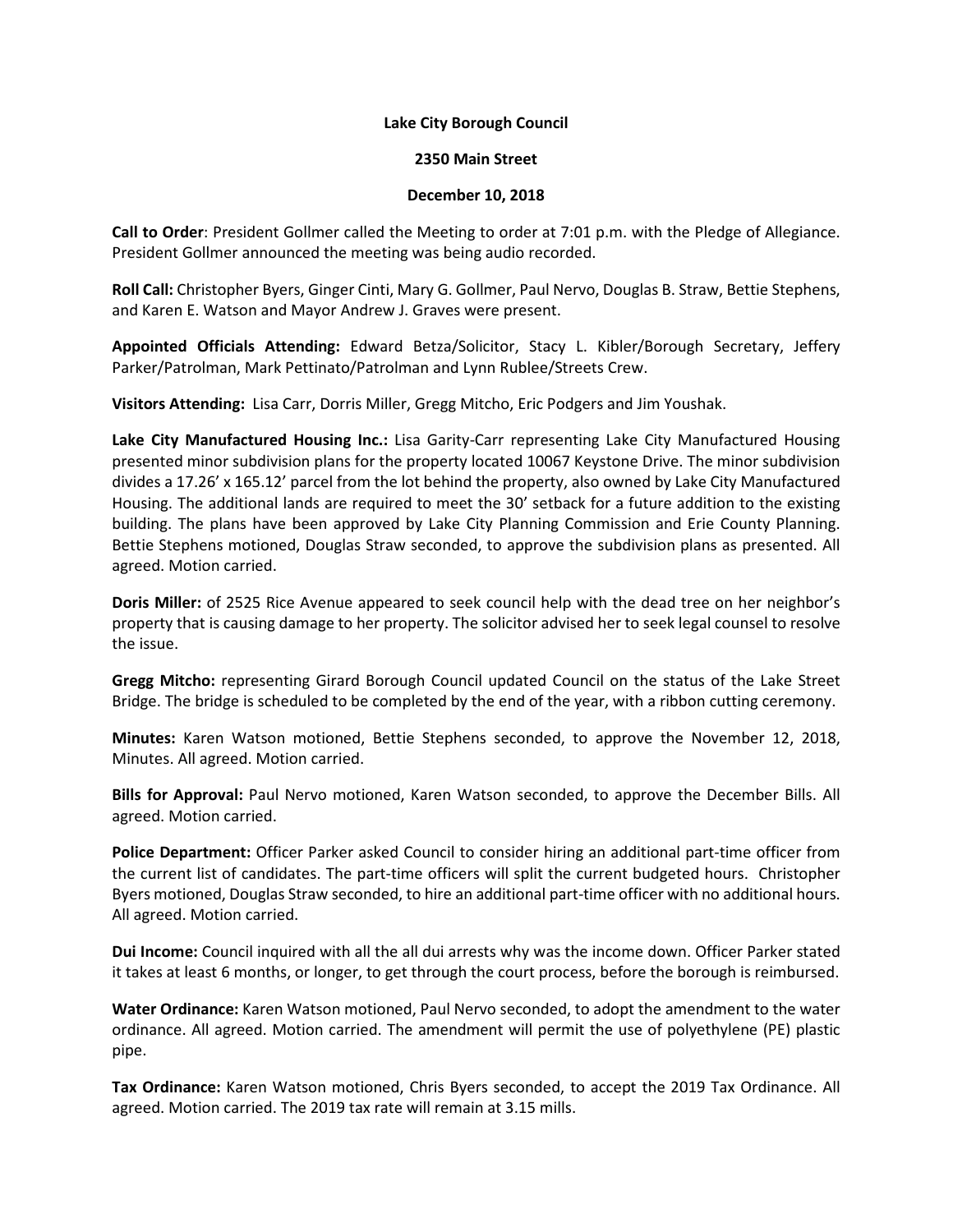**Lake City Borough Council**

**2350 Main Street**

**December 10, 2018**

**Call to Order**: President Gollmer called the Meeting to order at 7:01 p.m. with the Pledge of Allegiance. President Gollmer announced the meeting was being audio recorded.

**Roll Call:** Christopher Byers, Ginger Cinti, Mary G. Gollmer, Paul Nervo, Douglas B. Straw, Bettie Stephens, and Karen E. Watson and Mayor Andrew J. Graves were present.

**Appointed Officials Attending:** Edward Betza/Solicitor, Stacy L. Kibler/Borough Secretary, Jeffery Parker/Patrolman, Mark Pettinato/Patrolman and Lynn Rublee/Streets Crew.

**Visitors Attending:** Lisa Carr, Dorris Miller, Gregg Mitcho, Eric Podgers and Jim Youshak.

**Lake City Manufactured Housing Inc.:** Lisa Garity-Carr representing Lake City Manufactured Housing presented minor subdivision plans for the property located 10067 Keystone Drive. The minor subdivision divides a 17.26' x 165.12' parcel from the lot behind the property, also owned by Lake City Manufactured Housing. The additional lands are required to meet the 30' setback for a future addition to the existing building. The plans have been approved by Lake City Planning Commission and Erie County Planning. Bettie Stephens motioned, Douglas Straw seconded, to approve the subdivision plans as presented. All agreed. Motion carried.

**Doris Miller:** of 2525 Rice Avenue appeared to seek council help with the dead tree on her neighbor's property that is causing damage to her property. The solicitor advised her to seek legal counsel to resolve the issue.

**Gregg Mitcho:** representing Girard Borough Council updated Council on the status of the Lake Street Bridge. The bridge is scheduled to be completed by the end of the year, with a ribbon cutting ceremony.

**Minutes:** Karen Watson motioned, Bettie Stephens seconded, to approve the November 12, 2018, Minutes. All agreed. Motion carried.

**Bills for Approval:** Paul Nervo motioned, Karen Watson seconded, to approve the December Bills. All agreed. Motion carried.

**Police Department:** Officer Parker asked Council to consider hiring an additional part-time officer from the current list of candidates. The part-time officers will split the current budgeted hours. Christopher Byers motioned, Douglas Straw seconded, to hire an additional part-time officer with no additional hours. All agreed. Motion carried.

**Dui Income:** Council inquired with all the all dui arrests why was the income down. Officer Parker stated it takes at least 6 months, or longer, to get through the court process, before the borough is reimbursed.

**Water Ordinance:** Karen Watson motioned, Paul Nervo seconded, to adopt the amendment to the water ordinance. All agreed. Motion carried. The amendment will permit the use of polyethylene (PE) plastic pipe.

**Tax Ordinance:** Karen Watson motioned, Chris Byers seconded, to accept the 2019 Tax Ordinance. All agreed. Motion carried. The 2019 tax rate will remain at 3.15 mills.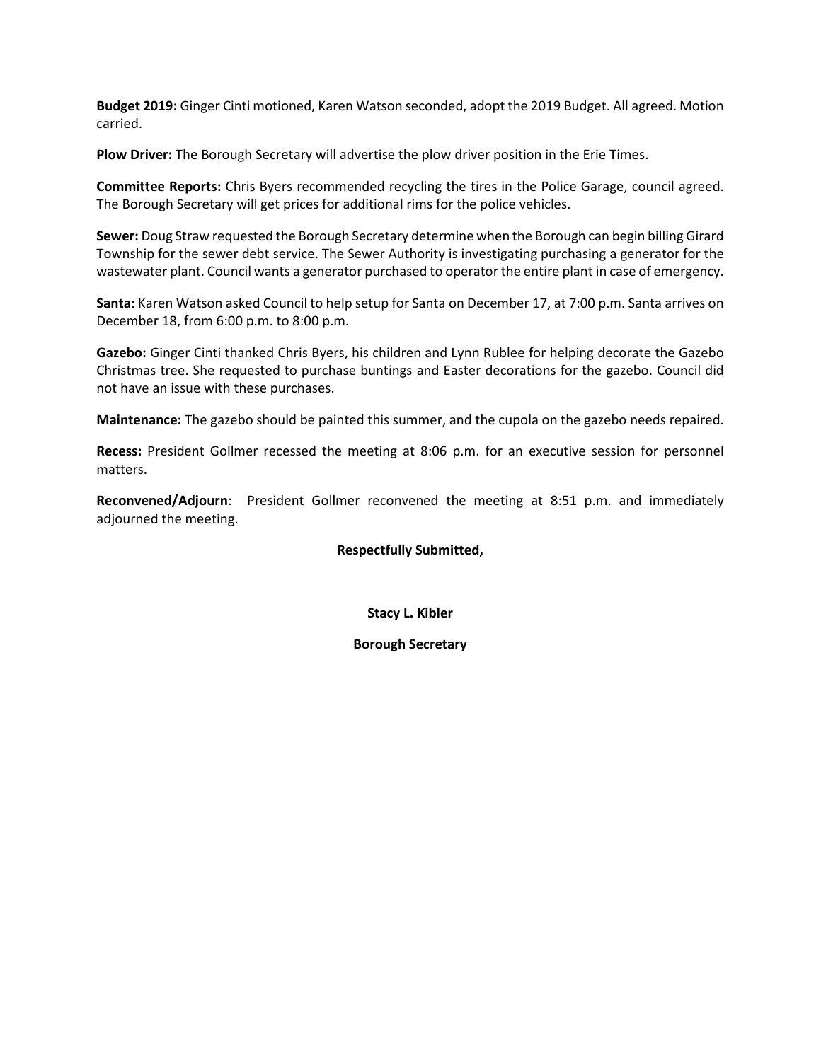**Budget 2019:** Ginger Cinti motioned, Karen Watson seconded, adopt the 2019 Budget. All agreed. Motion carried.

**Plow Driver:** The Borough Secretary will advertise the plow driver position in the Erie Times.

**Committee Reports:** Chris Byers recommended recycling the tires in the Police Garage, council agreed. The Borough Secretary will get prices for additional rims for the police vehicles.

**Sewer:** Doug Straw requested the Borough Secretary determine when the Borough can begin billing Girard Township for the sewer debt service. The Sewer Authority is investigating purchasing a generator for the wastewater plant. Council wants a generator purchased to operator the entire plant in case of emergency.

**Santa:** Karen Watson asked Council to help setup for Santa on December 17, at 7:00 p.m. Santa arrives on December 18, from 6:00 p.m. to 8:00 p.m.

**Gazebo:** Ginger Cinti thanked Chris Byers, his children and Lynn Rublee for helping decorate the Gazebo Christmas tree. She requested to purchase buntings and Easter decorations for the gazebo. Council did not have an issue with these purchases.

**Maintenance:** The gazebo should be painted this summer, and the cupola on the gazebo needs repaired.

**Recess:** President Gollmer recessed the meeting at 8:06 p.m. for an executive session for personnel matters.

**Reconvened/Adjourn**: President Gollmer reconvened the meeting at 8:51 p.m. and immediately adjourned the meeting.

**Respectfully Submitted,**

**Stacy L. Kibler**

**Borough Secretary**